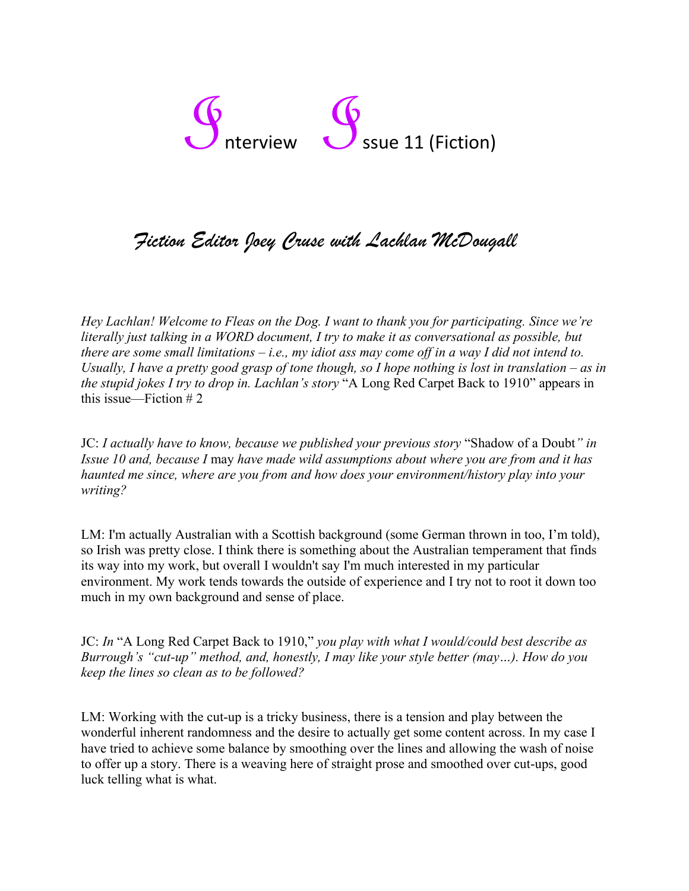# Interview Issue 11 (Fiction)

## *Fiction Editor Joey Cruse with Lachlan McDougall*

*Hey Lachlan! Welcome to Fleas on the Dog. I want to thank you for participating. Since we're literally just talking in a WORD document, I try to make it as conversational as possible, but there are some small limitations – i.e., my idiot ass may come off in a way I did not intend to. Usually, I have a pretty good grasp of tone though, so I hope nothing is lost in translation – as in the stupid jokes I try to drop in. Lachlan's story* "A Long Red Carpet Back to 1910" appears in this issue—Fiction # 2

JC: *I actually have to know, because we published your previous story* "Shadow of a Doubt*" in Issue 10 and, because I* may *have made wild assumptions about where you are from and it has haunted me since, where are you from and how does your environment/history play into your writing?*

LM: I'm actually Australian with a Scottish background (some German thrown in too, I'm told), so Irish was pretty close. I think there is something about the Australian temperament that finds its way into my work, but overall I wouldn't say I'm much interested in my particular environment. My work tends towards the outside of experience and I try not to root it down too much in my own background and sense of place.

JC: *In* "A Long Red Carpet Back to 1910," *you play with what I would/could best describe as Burrough's "cut-up" method, and, honestly, I may like your style better (may…). How do you keep the lines so clean as to be followed?*

LM: Working with the cut-up is a tricky business, there is a tension and play between the wonderful inherent randomness and the desire to actually get some content across. In my case I have tried to achieve some balance by smoothing over the lines and allowing the wash of noise to offer up a story. There is a weaving here of straight prose and smoothed over cut-ups, good luck telling what is what.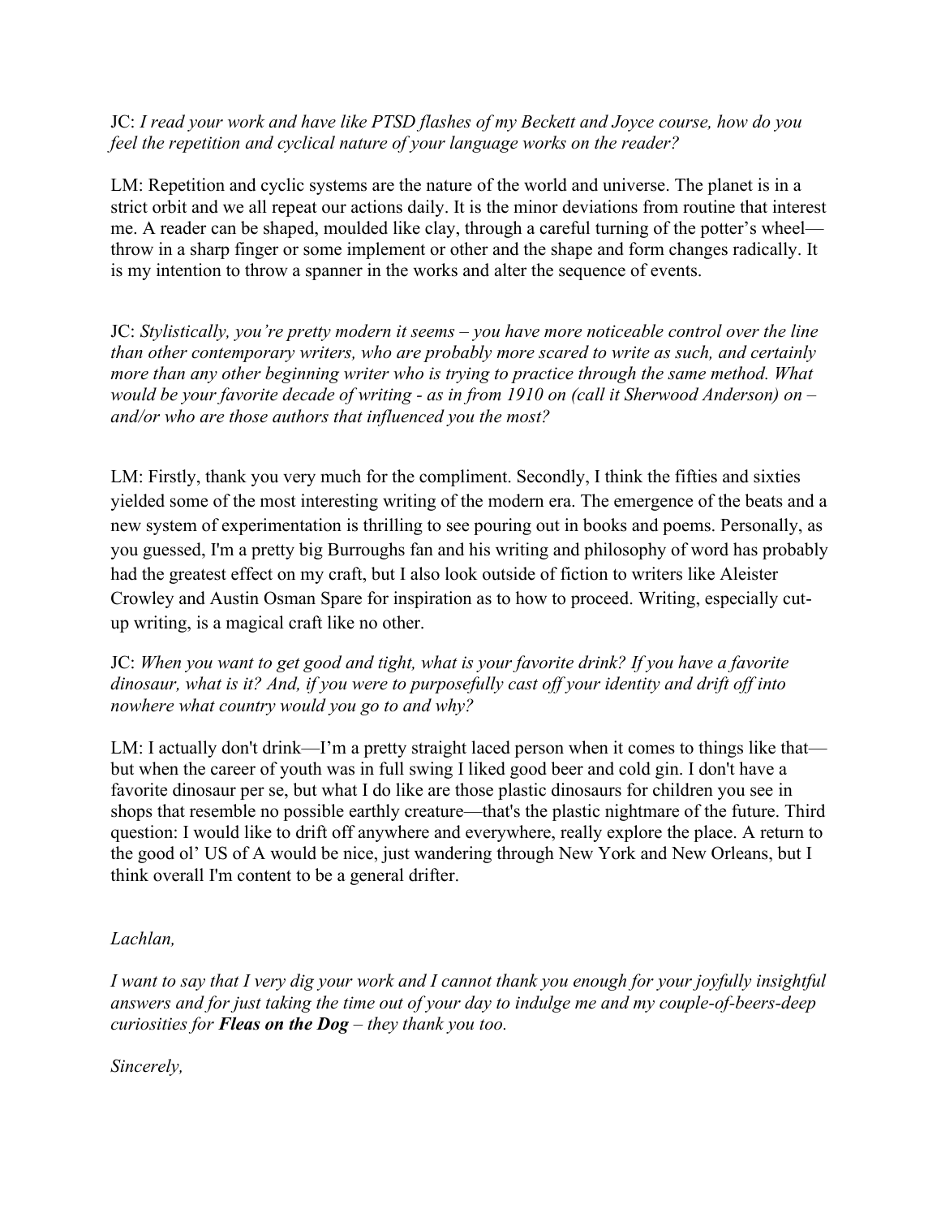JC: *I read your work and have like PTSD flashes of my Beckett and Joyce course, how do you feel the repetition and cyclical nature of your language works on the reader?*

LM: Repetition and cyclic systems are the nature of the world and universe. The planet is in a strict orbit and we all repeat our actions daily. It is the minor deviations from routine that interest me. A reader can be shaped, moulded like clay, through a careful turning of the potter's wheel—throw in a sharp finger or some implement or other and the shape and form changes radically. It is my intention to throw a spanner in the works and alter the sequence of events.

JC: *Stylistically, you're pretty modern it seems – you have more noticeable control over the line than other contemporary writers, who are probably more scared to write as such, and certainly more than any other beginning writer who is trying to practice through the same method. What would be your favorite decade of writing - as in from 1910 on (call it Sherwood Anderson) on – and/or who are those authors that influenced you the most?*

LM: Firstly, thank you very much for the compliment. Secondly, I think the fifties and sixties yielded some of the most interesting writing of the modern era. The emergence of the beats and a new system of experimentation is thrilling to see pouring out in books and poems. Personally, as you guessed, I'm a pretty big Burroughs fan and his writing and philosophy of word has probably had the greatest effect on my craft, but I also look outside of fiction to writers like Aleister Crowley and Austin Osman Spare for inspiration as to how to proceed. Writing, especially cut-up writing, is a magical craft like no other.

JC: *When you want to get good and tight, what is your favorite drink? If you have a favorite dinosaur, what is it? And, if you were to purposefully cast off your identity and drift off into nowhere what country would you go to and why?*

LM: I actually don't drink—I'm a pretty straight laced person when it comes to things like that—but when the career of youth was in full swing I liked good beer and cold gin. I don't have a favorite dinosaur per se, but what I do like are those plastic dinosaurs for children you see in shops that resemble no possible earthly creature—that's the plastic nightmare of the future. Third question: I would like to drift off anywhere and everywhere, really explore the place. A return to the good ol' US of A would be nice, just wandering through New York and New Orleans, but I think overall I'm content to be a general drifter.

*Lachlan,*

*I want to say that I very dig your work and I cannot thank you enough for your joyfully insightful answers and for just taking the time out of your day to indulge me and my couple-of-beers-deep curiosities for* ***Fleas on the Dog*** *– they thank you too.*

*Sincerely,*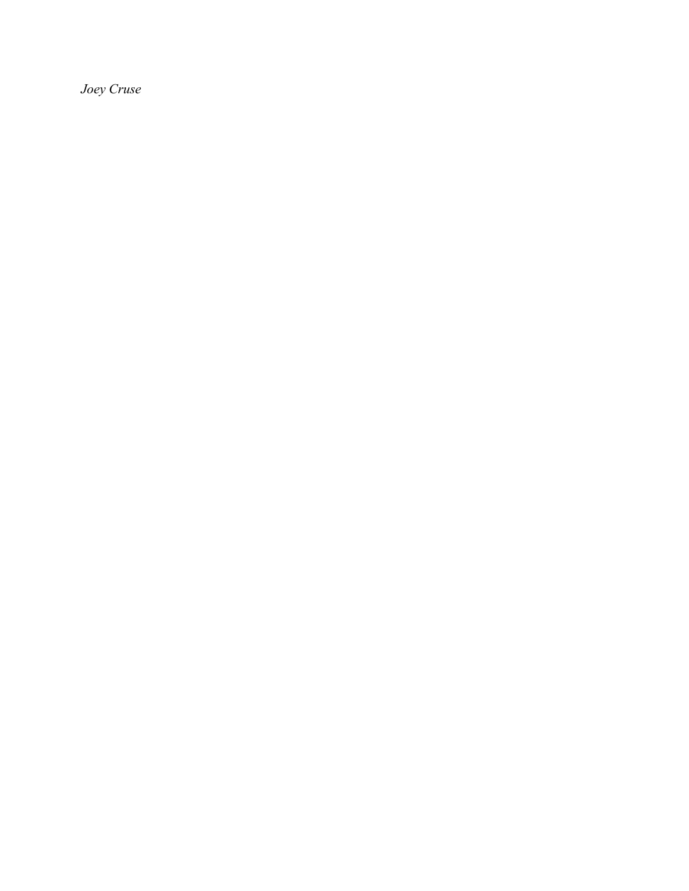*Joey Cruse*